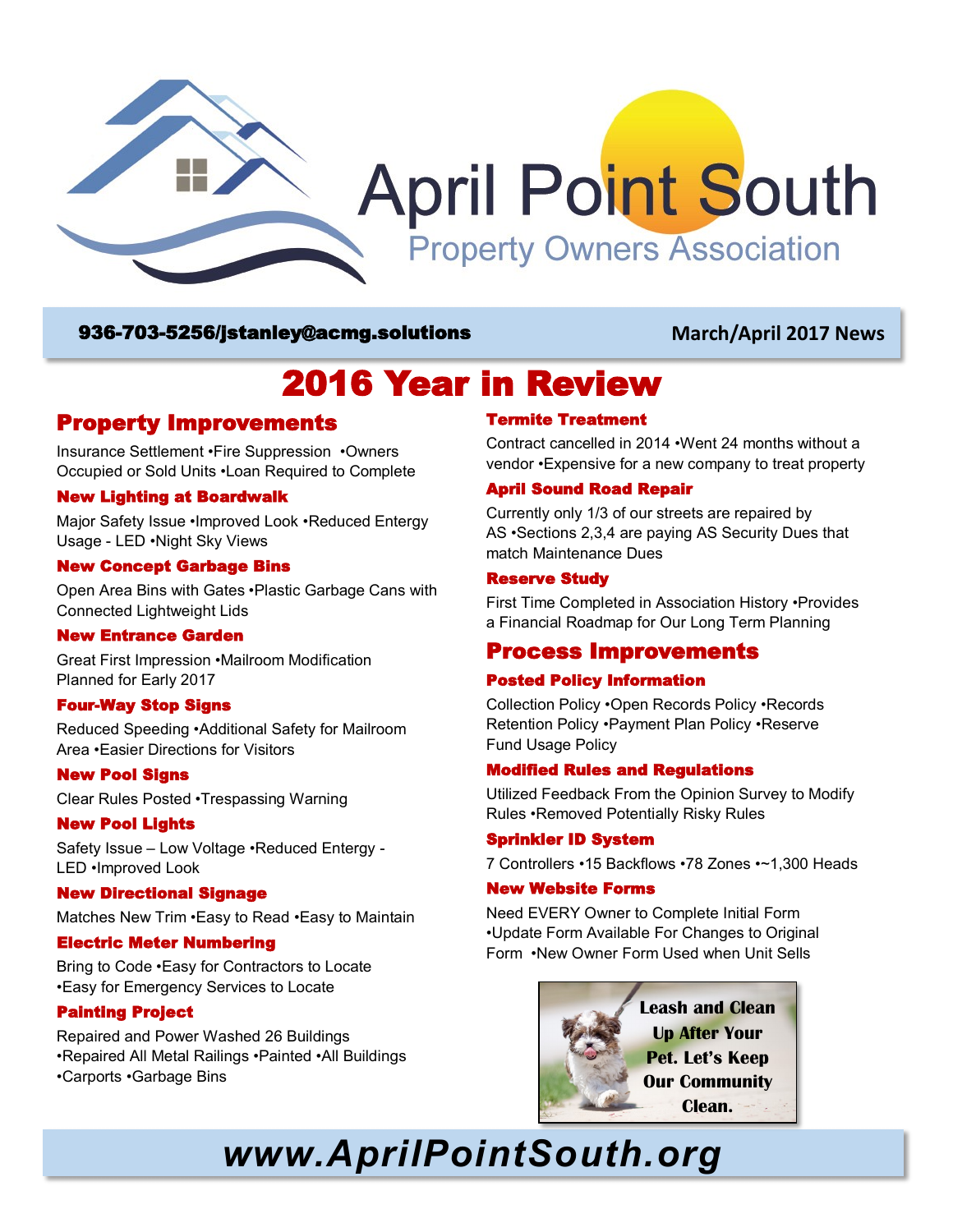# April Point South

Property Owners Association

**936-703-5256/jstanley@acmg.solutions** **March/April 2017 News**

# 2016 Year in Review

## Property Improvements

Insurance Settlement •Fire Suppression •Owners Occupied or Sold Units •Loan Required to Complete

### New Lighting at Boardwalk

Major Safety Issue •Improved Look •Reduced Entergy Usage - LED •Night Sky Views

### New Concept Garbage Bins

Open Area Bins with Gates •Plastic Garbage Cans with Connected Lightweight Lids

### New Entrance Garden

Great First Impression •Mailroom Modification Planned for Early 2017

### Four-Way Stop Signs

Reduced Speeding •Additional Safety for Mailroom Area •Easier Directions for Visitors

### New Pool Signs

Clear Rules Posted •Trespassing Warning

### New Pool Lights

Safety Issue – Low Voltage •Reduced Entergy - LED •Improved Look

### New Directional Signage

Matches New Trim •Easy to Read •Easy to Maintain

### Electric Meter Numbering

Bring to Code •Easy for Contractors to Locate •Easy for Emergency Services to Locate

### Painting Project

Repaired and Power Washed 26 Buildings •Repaired All Metal Railings •Painted •All Buildings •Carports •Garbage Bins

### Termite Treatment

Contract cancelled in 2014 •Went 24 months without a vendor •Expensive for a new company to treat property

### April Sound Road Repair

Currently only 1/3 of our streets are repaired by AS •Sections 2,3,4 are paying AS Security Dues that match Maintenance Dues

### Reserve Study

First Time Completed in Association History •Provides a Financial Roadmap for Our Long Term Planning

## Process Improvements

### Posted Policy Information

Collection Policy •Open Records Policy •Records Retention Policy •Payment Plan Policy •Reserve Fund Usage Policy

### Modified Rules and Regulations

Utilized Feedback From the Opinion Survey to Modify Rules •Removed Potentially Risky Rules

### Sprinkler ID System

7 Controllers •15 Backflows •78 Zones •~1,300 Heads

### New Website Forms

Need EVERY Owner to Complete Initial Form •Update Form Available For Changes to Original Form •New Owner Form Used when Unit Sells

**Leash and Clean Up After Your Pet. Let's Keep Our Community Clean.**

***www.AprilPointSouth.org***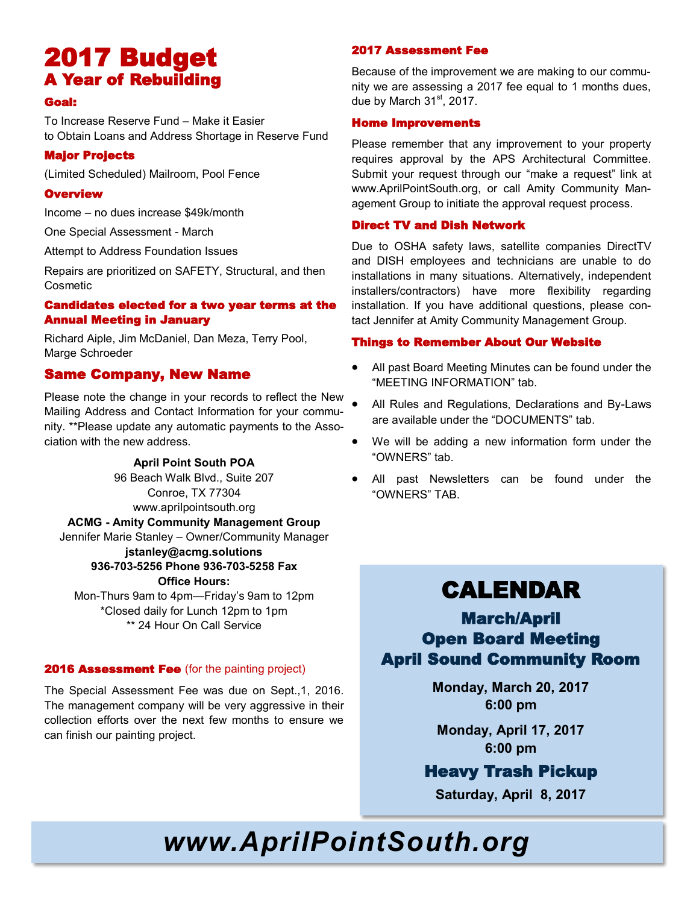# 2017 Budget
## A Year of Rebuilding

### Goal:

To Increase Reserve Fund – Make it Easier to Obtain Loans and Address Shortage in Reserve Fund

### Major Projects

(Limited Scheduled) Mailroom, Pool Fence

### Overview

Income – no dues increase $49k/month

One Special Assessment - March

Attempt to Address Foundation Issues

Repairs are prioritized on SAFETY, Structural, and then Cosmetic

### Candidates elected for a two year terms at the Annual Meeting in January

Richard Aiple, Jim McDaniel, Dan Meza, Terry Pool, Marge Schroeder

## Same Company, New Name

Please note the change in your records to reflect the New Mailing Address and Contact Information for your community. **Please update any automatic payments to the Association with the new address.

**April Point South POA**
96 Beach Walk Blvd., Suite 207
Conroe, TX 77304
www.aprilpointsouth.org
**ACMG - Amity Community Management Group**
Jennifer Marie Stanley – Owner/Community Manager
**jstanley@acmg.solutions**
**936-703-5256 Phone 936-703-5258 Fax**
**Office Hours:**
Mon-Thurs 9am to 4pm—Friday's 9am to 12pm
*Closed daily for Lunch 12pm to 1pm
** 24 Hour On Call Service

### 2016 Assessment Fee (for the painting project)

The Special Assessment Fee was due on Sept.,1, 2016. The management company will be very aggressive in their collection efforts over the next few months to ensure we can finish our painting project.

### 2017 Assessment Fee

Because of the improvement we are making to our community we are assessing a 2017 fee equal to 1 months dues, due by March 31st, 2017.

### Home Improvements

Please remember that any improvement to your property requires approval by the APS Architectural Committee. Submit your request through our "make a request" link at www.AprilPointSouth.org, or call Amity Community Management Group to initiate the approval request process.

### Direct TV and Dish Network

Due to OSHA safety laws, satellite companies DirectTV and DISH employees and technicians are unable to do installations in many situations. Alternatively, independent installers/contractors) have more flexibility regarding installation. If you have additional questions, please contact Jennifer at Amity Community Management Group.

### Things to Remember About Our Website

- All past Board Meeting Minutes can be found under the "MEETING INFORMATION" tab.
- All Rules and Regulations, Declarations and By-Laws are available under the "DOCUMENTS" tab.
- We will be adding a new information form under the "OWNERS" tab.
- All past Newsletters can be found under the "OWNERS" TAB.

## CALENDAR

### March/April
### Open Board Meeting
### April Sound Community Room

**Monday, March 20, 2017**
**6:00 pm**

**Monday, April 17, 2017**
**6:00 pm**

### Heavy Trash Pickup

**Saturday, April 8, 2017**

***www.AprilPointSouth.org***